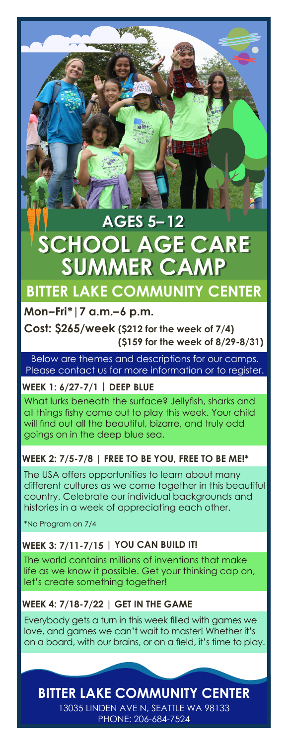## AGES 5–12

# SCHOOL AGE CARE SUMMER CAMP

## BITTER LAKE COMMUNITY CENTER

**Mon–Fri*|7 a.m.–6 p.m.**

**Cost: $265/week (\$212 for the week of 7/4) (\$159 for the week of 8/29-8/31)**

Below are themes and descriptions for our camps. Please contact us for more information or to register.

### WEEK 1: 6/27-7/1 | DEEP BLUE

What lurks beneath the surface? Jellyfish, sharks and all things fishy come out to play this week. Your child will find out all the beautiful, bizarre, and truly odd goings on in the deep blue sea.

### WEEK 2: 7/5-7/8 | FREE TO BE YOU, FREE TO BE ME!*

The USA offers opportunities to learn about many different cultures as we come together in this beautiful country. Celebrate our individual backgrounds and histories in a week of appreciating each other.

*No Program on 7/4

### WEEK 3: 7/11-7/15 | YOU CAN BUILD IT!

The world contains millions of inventions that make life as we know it possible. Get your thinking cap on, let's create something together!

### WEEK 4: 7/18-7/22 | GET IN THE GAME

Everybody gets a turn in this week filled with games we love, and games we can't wait to master! Whether it's on a board, with our brains, or on a field, it's time to play.

## BITTER LAKE COMMUNITY CENTER

13035 LINDEN AVE N, SEATTLE WA 98133
PHONE: 206-684-7524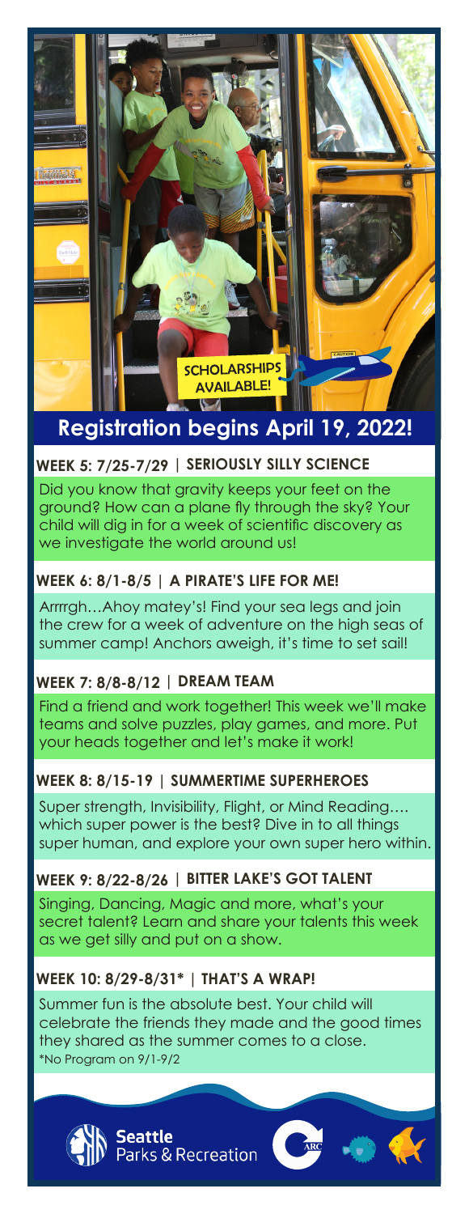SCHOLARSHIPS AVAILABLE!

## Registration begins April 19, 2022!

### WEEK 5: 7/25-7/29 | SERIOUSLY SILLY SCIENCE

Did you know that gravity keeps your feet on the ground? How can a plane fly through the sky? Your child will dig in for a week of scientific discovery as we investigate the world around us!

### WEEK 6: 8/1-8/5 | A PIRATE'S LIFE FOR ME!

Arrrrgh…Ahoy matey's! Find your sea legs and join the crew for a week of adventure on the high seas of summer camp! Anchors aweigh, it's time to set sail!

### WEEK 7: 8/8-8/12 | DREAM TEAM

Find a friend and work together! This week we'll make teams and solve puzzles, play games, and more. Put your heads together and let's make it work!

### WEEK 8: 8/15-19 | SUMMERTIME SUPERHEROES

Super strength, Invisibility, Flight, or Mind Reading…. which super power is the best? Dive in to all things super human, and explore your own super hero within.

### WEEK 9: 8/22-8/26 | BITTER LAKE'S GOT TALENT

Singing, Dancing, Magic and more, what's your secret talent? Learn and share your talents this week as we get silly and put on a show.

### WEEK 10: 8/29-8/31* | THAT'S A WRAP!

Summer fun is the absolute best. Your child will celebrate the friends they made and the good times they shared as the summer comes to a close.

*No Program on 9/1-9/2

Seattle Parks & Recreation